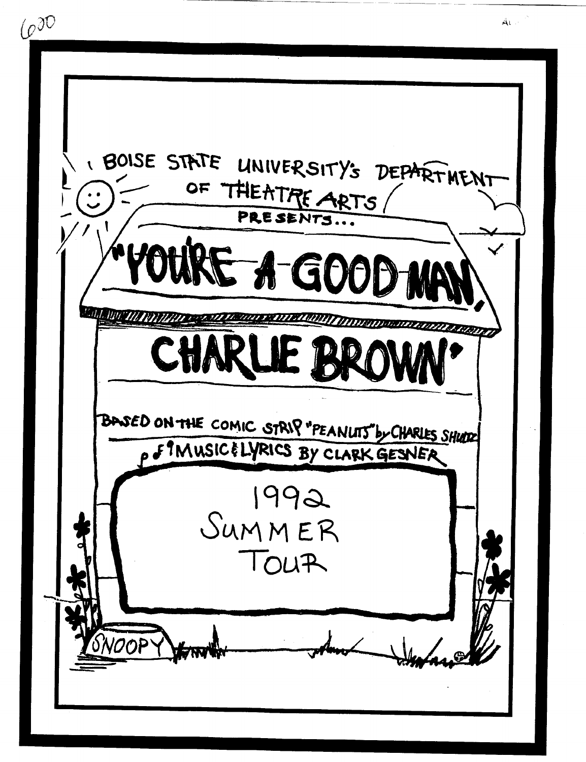BOISE STATE UNIVERSITY'S DEPARTMENT OF THEATRE ARTS PRESENTS...

# "YOU'RE A GOOD MAN, CHARLIE BROWN"

BASED ON THE COMIC STRIP "PEANUTS" by CHARLES SHULZ

MUSIC & LYRICS BY CLARK GESNER

## 1992 SUMMER TOUR

SNOOPY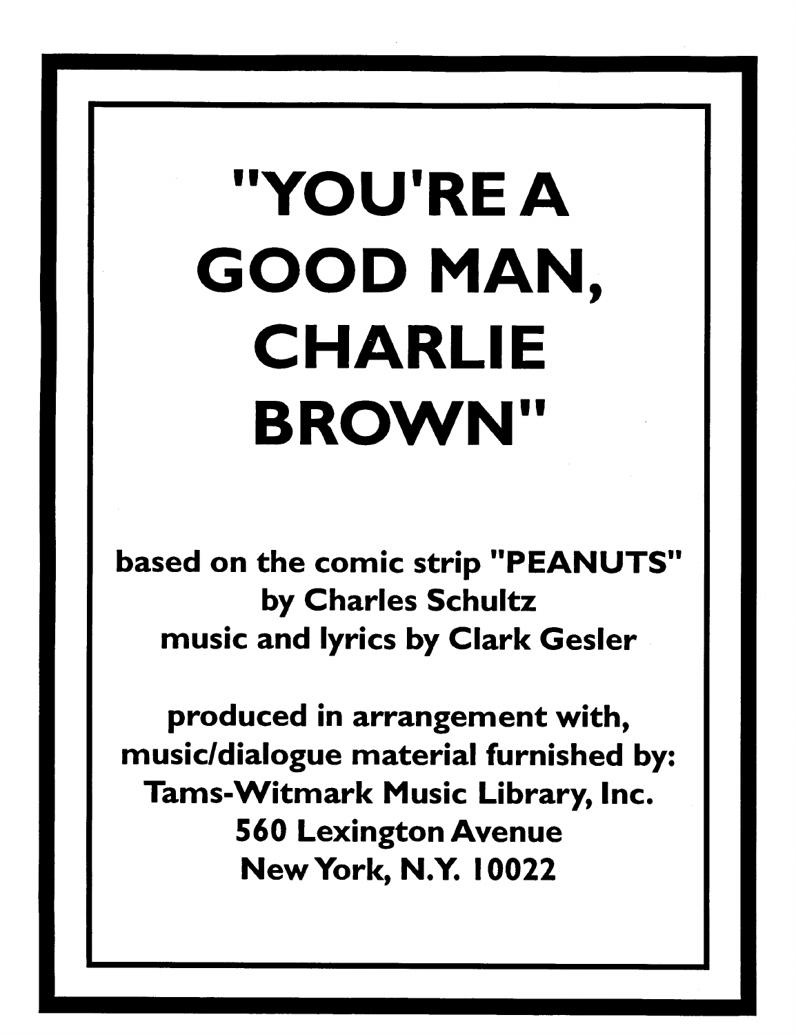# "YOU'RE A GOOD MAN, CHARLIE BROWN"

**based on the comic strip "PEANUTS"**
**by Charles Schultz**
**music and lyrics by Clark Gesler**

**produced in arrangement with,**
**music/dialogue material furnished by:**
**Tams-Witmark Music Library, Inc.**
**560 Lexington Avenue**
**New York, N.Y. 10022**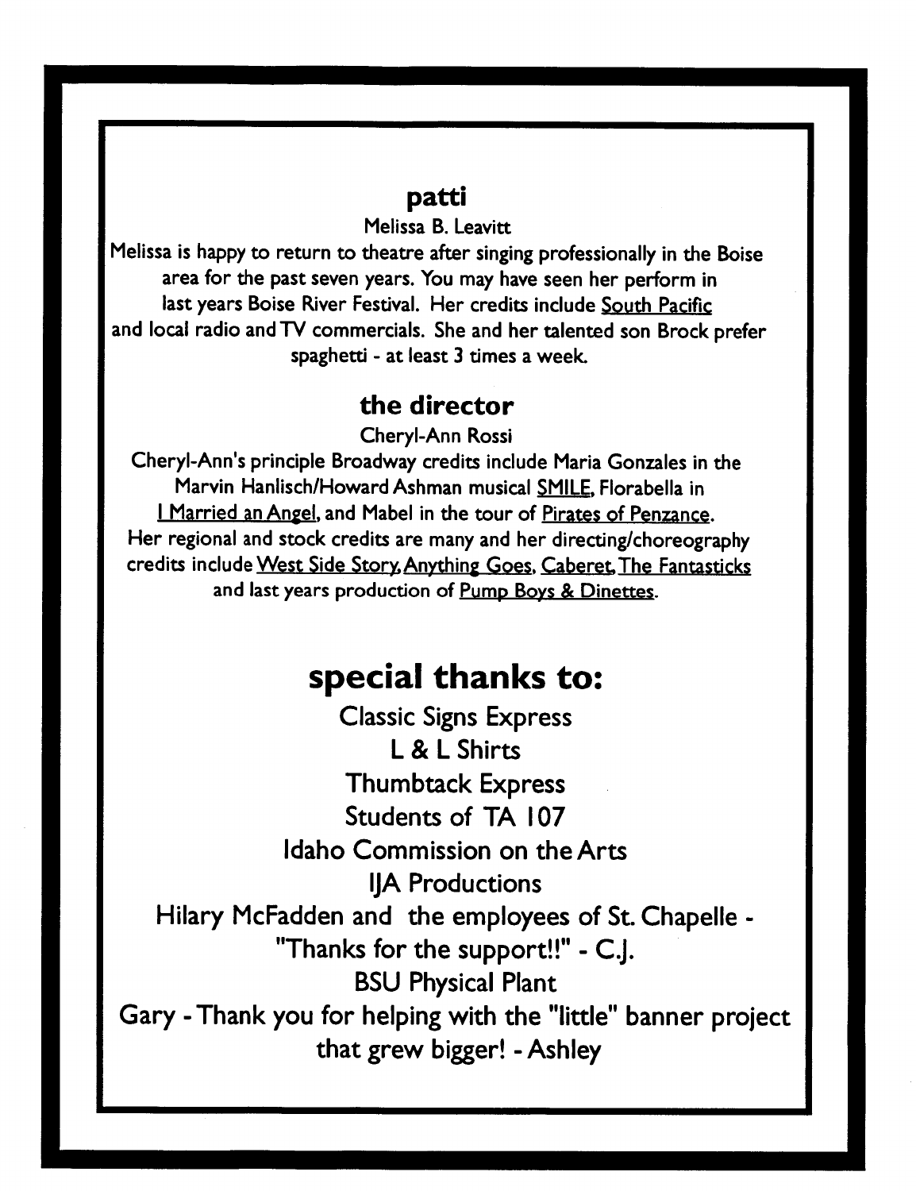## patti

Melissa B. Leavitt

Melissa is happy to return to theatre after singing professionally in the Boise area for the past seven years. You may have seen her perform in last years Boise River Festival. Her credits include South Pacific and local radio and TV commercials. She and her talented son Brock prefer spaghetti - at least 3 times a week.

## the director

Cheryl-Ann Rossi

Cheryl-Ann's principle Broadway credits include Maria Gonzales in the Marvin Hanlisch/Howard Ashman musical SMILE, Florabella in I Married an Angel, and Mabel in the tour of Pirates of Penzance. Her regional and stock credits are many and her directing/choreography credits include West Side Story, Anything Goes, Caberet, The Fantasticks and last years production of Pump Boys & Dinettes.

# special thanks to:

Classic Signs Express

L & L Shirts

Thumbtack Express

Students of TA 107

Idaho Commission on the Arts

IJA Productions

Hilary McFadden and the employees of St. Chapelle - "Thanks for the support!!" - C.J.

BSU Physical Plant

Gary - Thank you for helping with the "little" banner project that grew bigger! - Ashley